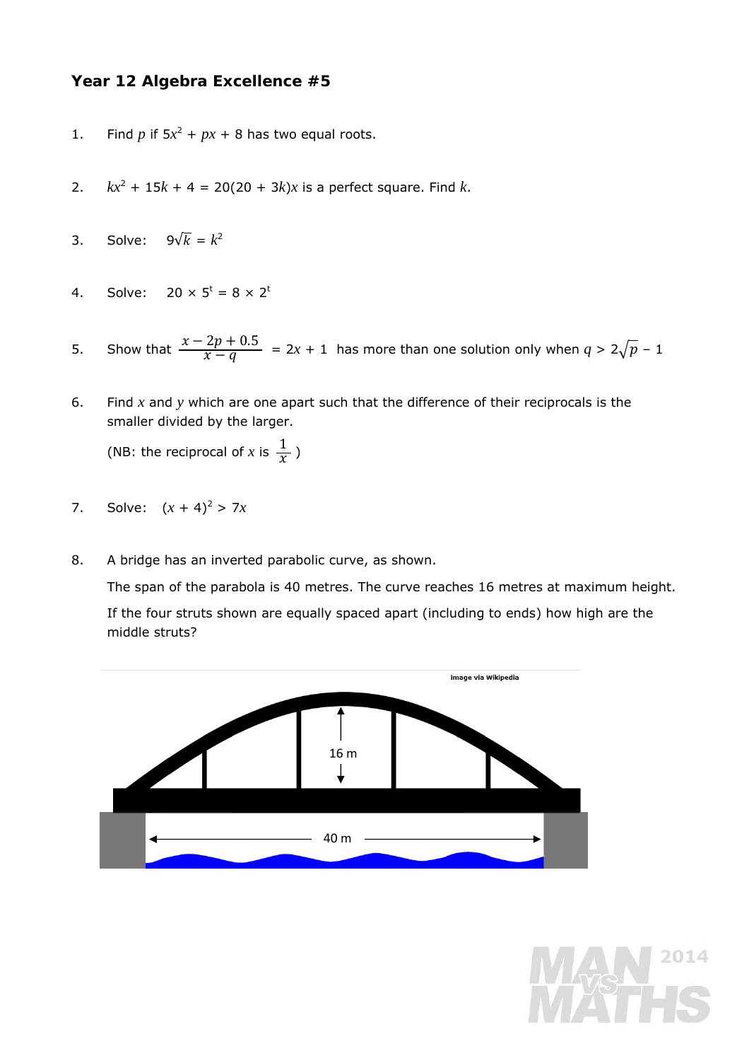# Year 12 Algebra Excellence #5

1. Find $p$ if $5x^2 + px + 8$ has two equal roots.

2. $kx^2 + 15k + 4 = 20(20 + 3k)x$ is a perfect square. Find $k$.

3. Solve: $9\sqrt{k} = k^2$

4. Solve: $20 \times 5^t = 8 \times 2^t$

5. Show that $\dfrac{x - 2p + 0.5}{x - q} = 2x + 1$ has more than one solution only when $q > 2\sqrt{p} - 1$

6. Find $x$ and $y$ which are one apart such that the difference of their reciprocals is the smaller divided by the larger.

   (NB: the reciprocal of $x$ is $\dfrac{1}{x}$ )

7. Solve: $(x + 4)^2 > 7x$

8. A bridge has an inverted parabolic curve, as shown.

   The span of the parabola is 40 metres. The curve reaches 16 metres at maximum height.

   If the four struts shown are equally spaced apart (including to ends) how high are the middle struts?

image via Wikipedia

16 m

40 m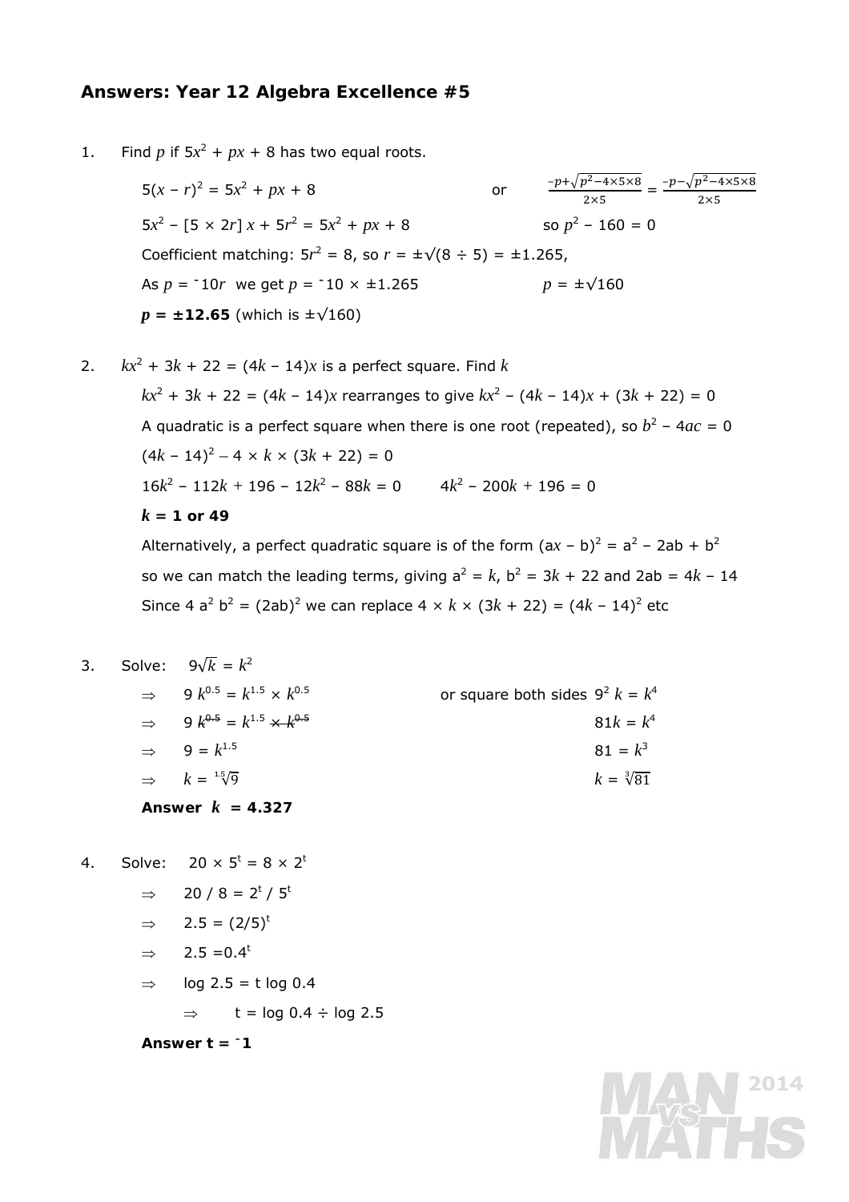## Answers: Year 12 Algebra Excellence #5

1. Find $p$ if $5x^2 + px + 8$ has two equal roots.

   $5(x - r)^2 = 5x^2 + px + 8$ or $\frac{-p+\sqrt{p^2-4\times5\times8}}{2\times5} = \frac{-p-\sqrt{p^2-4\times5\times8}}{2\times5}$

   $5x^2 - [5 \times 2r]\,x + 5r^2 = 5x^2 + px + 8$ so $p^2 - 160 = 0$

   Coefficient matching: $5r^2 = 8$, so $r = \pm\sqrt{(8 \div 5)} = \pm 1.265$,

   As $p = {}^-10r$ we get $p = {}^-10 \times \pm 1.265$ $p = \pm\sqrt{160}$

   $\boldsymbol{p = \pm 12.65}$ (which is $\pm\sqrt{160}$)

2. $kx^2 + 3k + 22 = (4k - 14)x$ is a perfect square. Find $k$

   $kx^2 + 3k + 22 = (4k - 14)x$ rearranges to give $kx^2 - (4k - 14)x + (3k + 22) = 0$

   A quadratic is a perfect square when there is one root (repeated), so $b^2 - 4ac = 0$

   $(4k - 14)^2 - 4 \times k \times (3k + 22) = 0$

   $16k^2 - 112k + 196 - 12k^2 - 88k = 0$ $4k^2 - 200k + 196 = 0$

   $\boldsymbol{k = 1 \text{ or } 49}$

   Alternatively, a perfect quadratic square is of the form $(ax - b)^2 = a^2 - 2ab + b^2$

   so we can match the leading terms, giving $a^2 = k$, $b^2 = 3k + 22$ and $2ab = 4k - 14$

   Since $4\,a^2\,b^2 = (2ab)^2$ we can replace $4 \times k \times (3k + 22) = (4k - 14)^2$ etc

3. Solve: $9\sqrt{k} = k^2$

   $\Rightarrow$ $9\,k^{0.5} = k^{1.5} \times k^{0.5}$ or square both sides $9^2\,k = k^4$

   $\Rightarrow$ $9\,\cancel{k^{0.5}} = k^{1.5}\,\cancel{\times\,k^{0.5}}$ $81k = k^4$

   $\Rightarrow$ $9 = k^{1.5}$ $81 = k^3$

   $\Rightarrow$ $k = \sqrt[1.5]{9}$ $k = \sqrt[3]{81}$

   **Answer** $\boldsymbol{k = 4.327}$

4. Solve: $20 \times 5^t = 8 \times 2^t$

   $\Rightarrow$ $20 / 8 = 2^t / 5^t$

   $\Rightarrow$ $2.5 = (2/5)^t$

   $\Rightarrow$ $2.5 = 0.4^t$

   $\Rightarrow$ $\log 2.5 = t \log 0.4$

   $\Rightarrow$ $t = \log 0.4 \div \log 2.5$

   **Answer** $\boldsymbol{t = {}^-1}$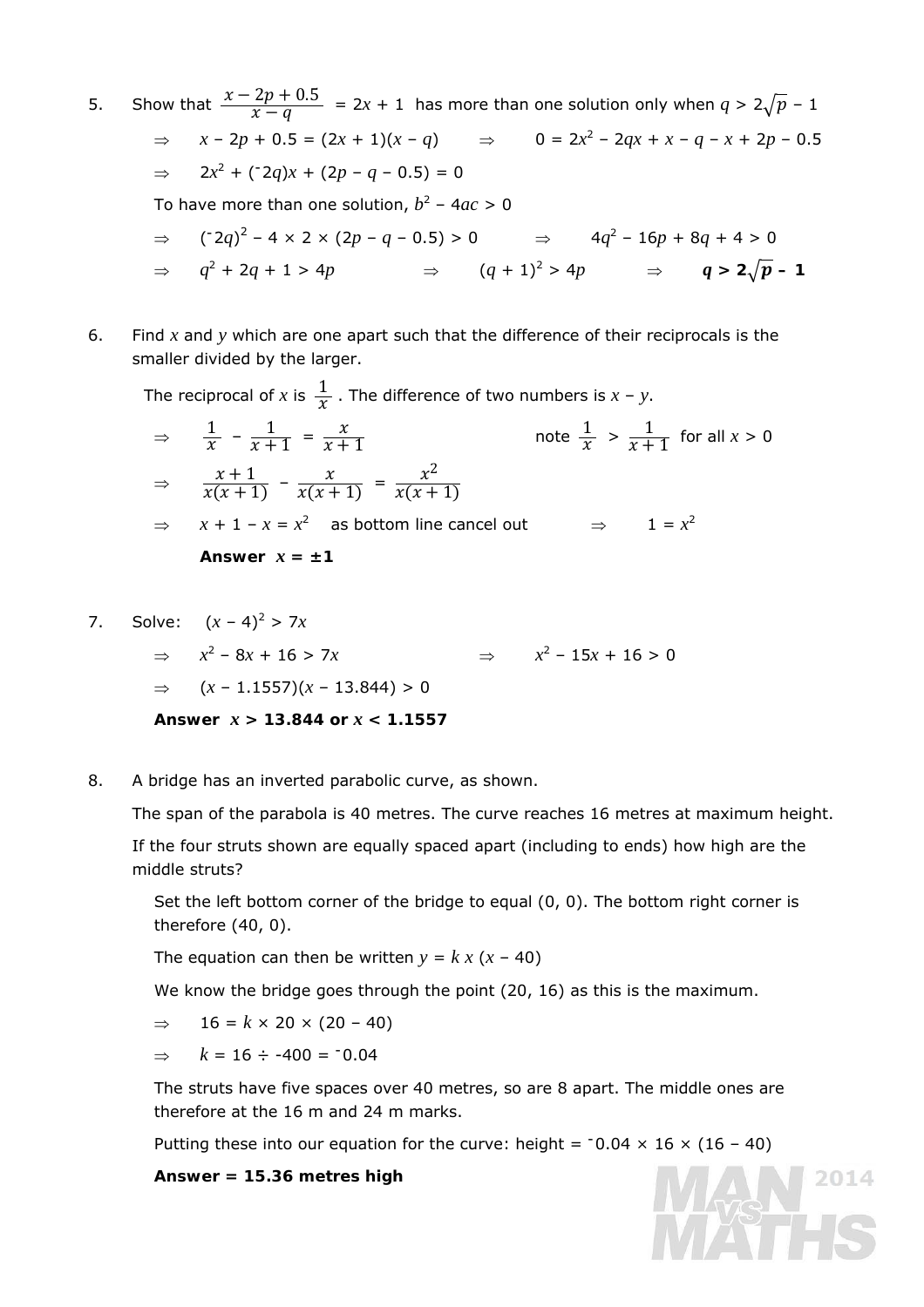5. Show that $\dfrac{x - 2p + 0.5}{x - q} = 2x + 1$ has more than one solution only when $q > 2\sqrt{p} - 1$

   $\Rightarrow \quad x - 2p + 0.5 = (2x + 1)(x - q) \qquad \Rightarrow \qquad 0 = 2x^2 - 2qx + x - q - x + 2p - 0.5$

   $\Rightarrow \quad 2x^2 + ({}^-2q)x + (2p - q - 0.5) = 0$

   To have more than one solution, $b^2 - 4ac > 0$

   $\Rightarrow \quad ({}^-2q)^2 - 4 \times 2 \times (2p - q - 0.5) > 0 \qquad \Rightarrow \qquad 4q^2 - 16p + 8q + 4 > 0$

   $\Rightarrow \quad q^2 + 2q + 1 > 4p \qquad \Rightarrow \qquad (q + 1)^2 > 4p \qquad \Rightarrow \qquad$ $\mathbf{q > 2\sqrt{p} - 1}$

6. Find $x$ and $y$ which are one apart such that the difference of their reciprocals is the smaller divided by the larger.

   The reciprocal of $x$ is $\dfrac{1}{x}$ . The difference of two numbers is $x - y$.

   $\Rightarrow \quad \dfrac{1}{x} - \dfrac{1}{x+1} = \dfrac{x}{x+1}$ $\qquad$ note $\dfrac{1}{x} > \dfrac{1}{x+1}$ for all $x > 0$

   $\Rightarrow \quad \dfrac{x+1}{x(x+1)} - \dfrac{x}{x(x+1)} = \dfrac{x^2}{x(x+1)}$

   $\Rightarrow \quad x + 1 - x = x^2$ as bottom line cancel out $\qquad \Rightarrow \qquad 1 = x^2$

   **Answer** $\mathbf{x = \pm 1}$

7. Solve: $\quad (x - 4)^2 > 7x$

   $\Rightarrow \quad x^2 - 8x + 16 > 7x \qquad \Rightarrow \qquad x^2 - 15x + 16 > 0$

   $\Rightarrow \quad (x - 1.1557)(x - 13.844) > 0$

   **Answer** $\mathbf{x > 13.844}$ **or** $\mathbf{x < 1.1557}$

8. A bridge has an inverted parabolic curve, as shown.

   The span of the parabola is 40 metres. The curve reaches 16 metres at maximum height.

   If the four struts shown are equally spaced apart (including to ends) how high are the middle struts?

   Set the left bottom corner of the bridge to equal (0, 0). The bottom right corner is therefore (40, 0).

   The equation can then be written $y = k\,x\,(x - 40)$

   We know the bridge goes through the point (20, 16) as this is the maximum.

   $\Rightarrow \quad 16 = k \times 20 \times (20 - 40)$

   $\Rightarrow \quad k = 16 \div -400 = {}^-0.04$

   The struts have five spaces over 40 metres, so are 8 apart. The middle ones are therefore at the 16 m and 24 m marks.

   Putting these into our equation for the curve: height = ${}^-0.04 \times 16 \times (16 - 40)$

   **Answer = 15.36 metres high**